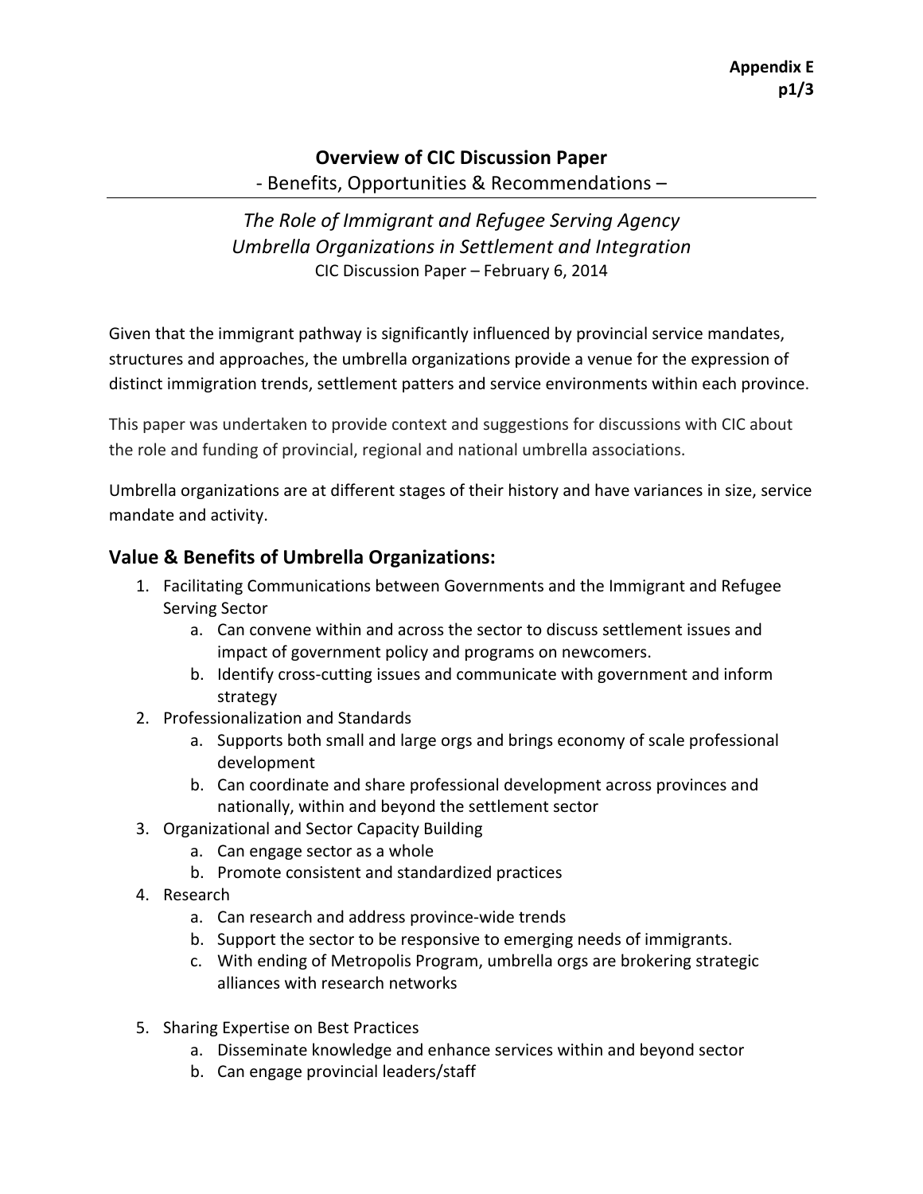**Appendix E**

# Overview of CIC Discussion Paper

- Benefits, Opportunities & Recommendations –

*The Role of Immigrant and Refugee Serving Agency Umbrella Organizations in Settlement and Integration*

CIC Discussion Paper – February 6, 2014

Given that the immigrant pathway is significantly influenced by provincial service mandates, structures and approaches, the umbrella organizations provide a venue for the expression of distinct immigration trends, settlement patters and service environments within each province.

This paper was undertaken to provide context and suggestions for discussions with CIC about the role and funding of provincial, regional and national umbrella associations.

Umbrella organizations are at different stages of their history and have variances in size, service mandate and activity.

## Value & Benefits of Umbrella Organizations:

1. Facilitating Communications between Governments and the Immigrant and Refugee Serving Sector
   a. Can convene within and across the sector to discuss settlement issues and impact of government policy and programs on newcomers.
   b. Identify cross-cutting issues and communicate with government and inform strategy
2. Professionalization and Standards
   a. Supports both small and large orgs and brings economy of scale professional development
   b. Can coordinate and share professional development across provinces and nationally, within and beyond the settlement sector
3. Organizational and Sector Capacity Building
   a. Can engage sector as a whole
   b. Promote consistent and standardized practices
4. Research
   a. Can research and address province-wide trends
   b. Support the sector to be responsive to emerging needs of immigrants.
   c. With ending of Metropolis Program, umbrella orgs are brokering strategic alliances with research networks
5. Sharing Expertise on Best Practices
   a. Disseminate knowledge and enhance services within and beyond sector
   b. Can engage provincial leaders/staff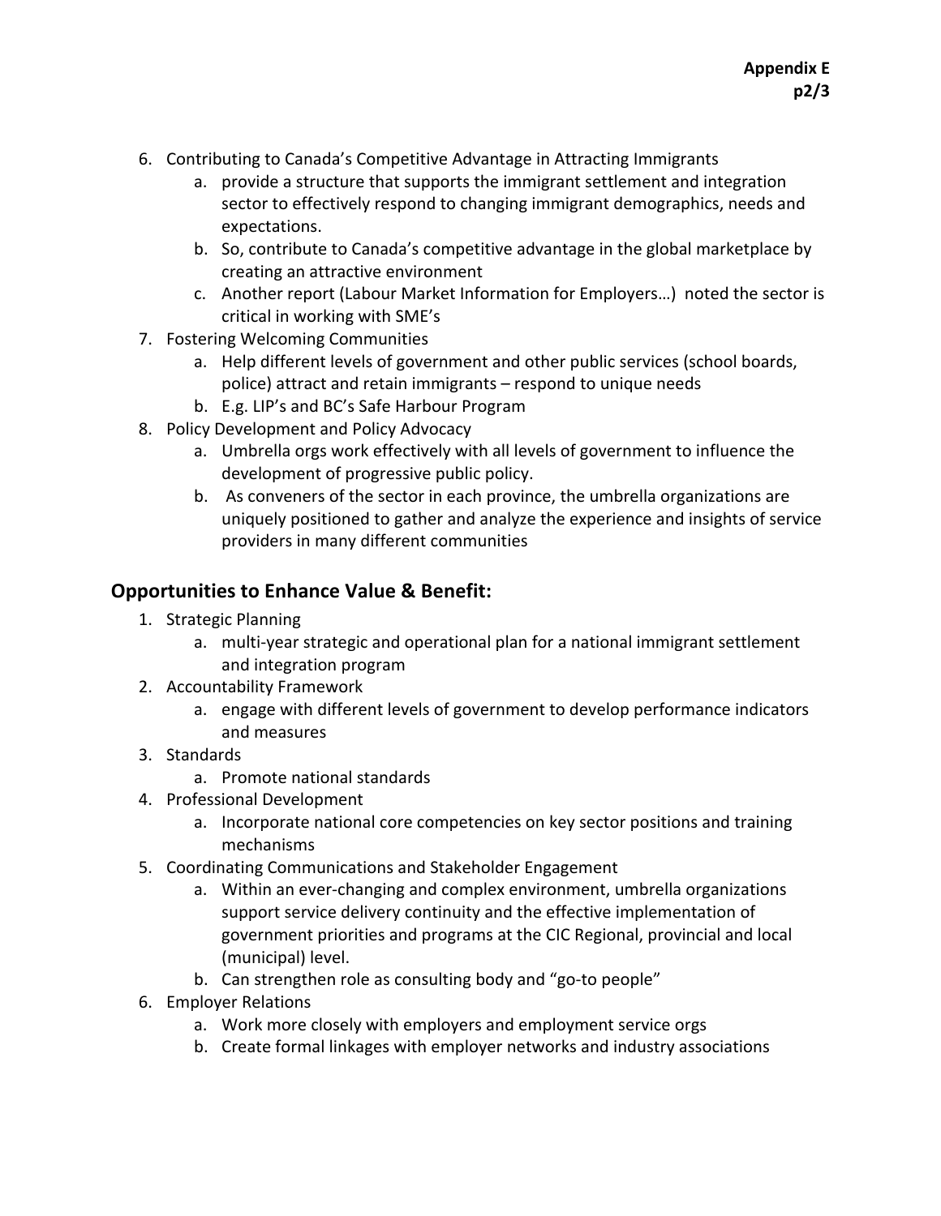6. Contributing to Canada's Competitive Advantage in Attracting Immigrants
    a. provide a structure that supports the immigrant settlement and integration sector to effectively respond to changing immigrant demographics, needs and expectations.
    b. So, contribute to Canada's competitive advantage in the global marketplace by creating an attractive environment
    c. Another report (Labour Market Information for Employers…) noted the sector is critical in working with SME's
7. Fostering Welcoming Communities
    a. Help different levels of government and other public services (school boards, police) attract and retain immigrants – respond to unique needs
    b. E.g. LIP's and BC's Safe Harbour Program
8. Policy Development and Policy Advocacy
    a. Umbrella orgs work effectively with all levels of government to influence the development of progressive public policy.
    b. As conveners of the sector in each province, the umbrella organizations are uniquely positioned to gather and analyze the experience and insights of service providers in many different communities

## Opportunities to Enhance Value & Benefit:

1. Strategic Planning
    a. multi-year strategic and operational plan for a national immigrant settlement and integration program
2. Accountability Framework
    a. engage with different levels of government to develop performance indicators and measures
3. Standards
    a. Promote national standards
4. Professional Development
    a. Incorporate national core competencies on key sector positions and training mechanisms
5. Coordinating Communications and Stakeholder Engagement
    a. Within an ever-changing and complex environment, umbrella organizations support service delivery continuity and the effective implementation of government priorities and programs at the CIC Regional, provincial and local (municipal) level.
    b. Can strengthen role as consulting body and "go-to people"
6. Employer Relations
    a. Work more closely with employers and employment service orgs
    b. Create formal linkages with employer networks and industry associations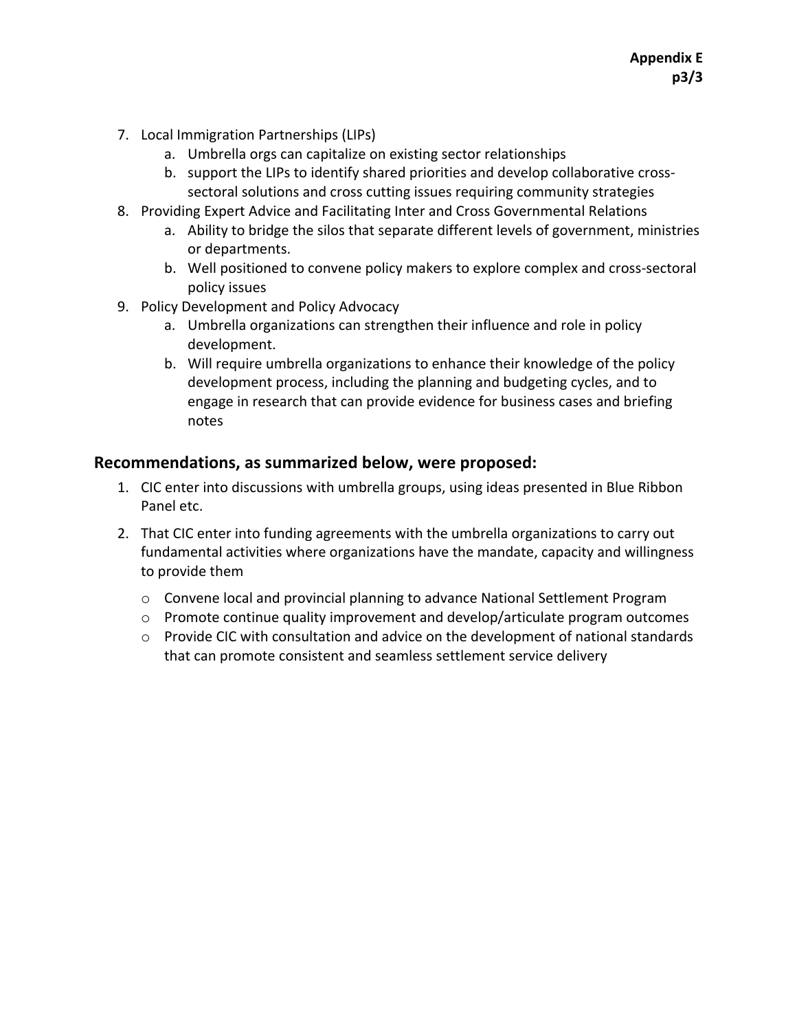7. Local Immigration Partnerships (LIPs)
    a. Umbrella orgs can capitalize on existing sector relationships
    b. support the LIPs to identify shared priorities and develop collaborative cross-sectoral solutions and cross cutting issues requiring community strategies
8. Providing Expert Advice and Facilitating Inter and Cross Governmental Relations
    a. Ability to bridge the silos that separate different levels of government, ministries or departments.
    b. Well positioned to convene policy makers to explore complex and cross-sectoral policy issues
9. Policy Development and Policy Advocacy
    a. Umbrella organizations can strengthen their influence and role in policy development.
    b. Will require umbrella organizations to enhance their knowledge of the policy development process, including the planning and budgeting cycles, and to engage in research that can provide evidence for business cases and briefing notes

## Recommendations, as summarized below, were proposed:

1. CIC enter into discussions with umbrella groups, using ideas presented in Blue Ribbon Panel etc.
2. That CIC enter into funding agreements with the umbrella organizations to carry out fundamental activities where organizations have the mandate, capacity and willingness to provide them
    - Convene local and provincial planning to advance National Settlement Program
    - Promote continue quality improvement and develop/articulate program outcomes
    - Provide CIC with consultation and advice on the development of national standards that can promote consistent and seamless settlement service delivery